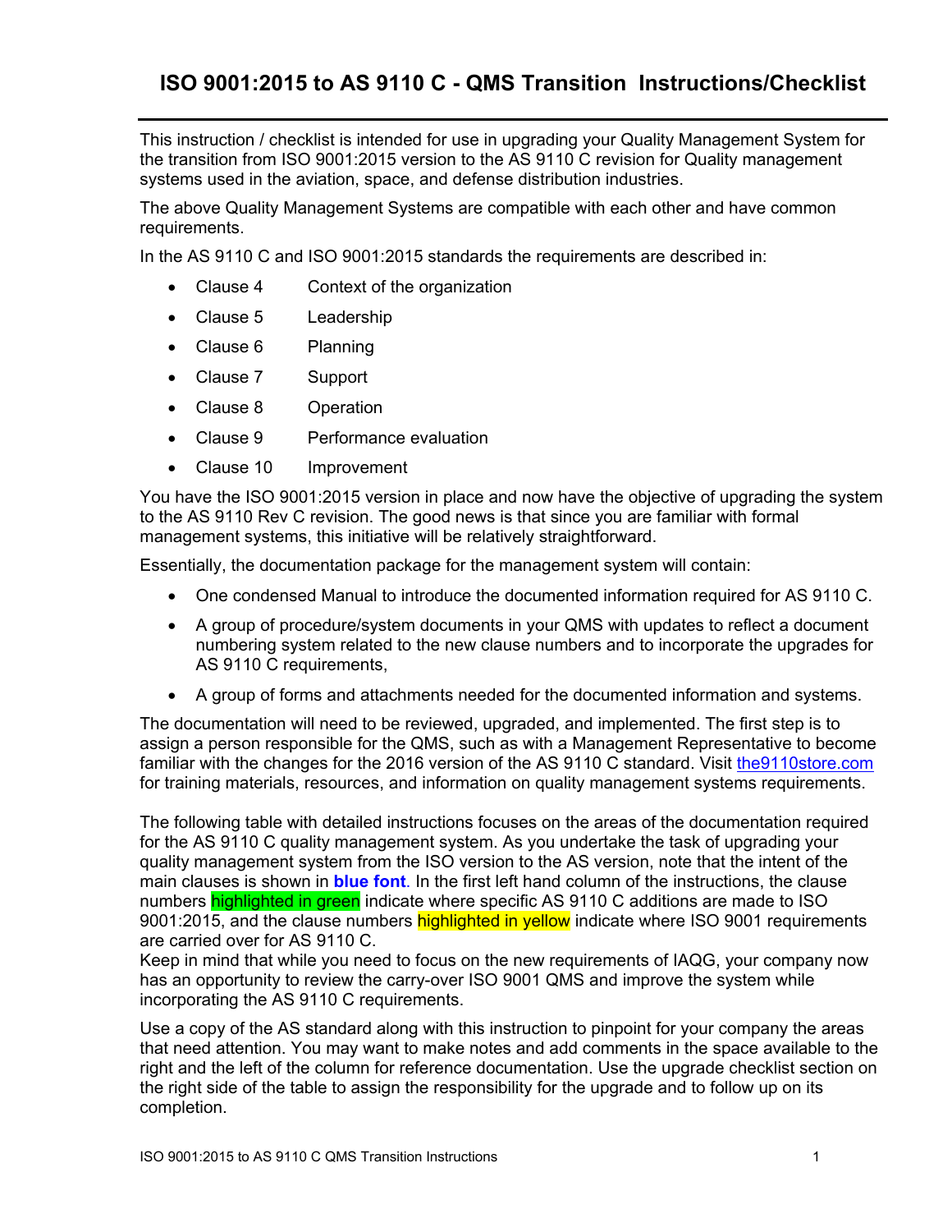# ISO 9001:2015 to AS 9110 C - QMS Transition Instructions/Checklist

This instruction / checklist is intended for use in upgrading your Quality Management System for the transition from ISO 9001:2015 version to the AS 9110 C revision for Quality management systems used in the aviation, space, and defense distribution industries.

The above Quality Management Systems are compatible with each other and have common requirements.

In the AS 9110 C and ISO 9001:2015 standards the requirements are described in:

- Clause 4 Context of the organization
- Clause 5 Leadership
- Clause 6 Planning
- Clause 7 Support
- Clause 8 Operation
- Clause 9 Performance evaluation
- Clause 10 Improvement

You have the ISO 9001:2015 version in place and now have the objective of upgrading the system to the AS 9110 Rev C revision. The good news is that since you are familiar with formal management systems, this initiative will be relatively straightforward.

Essentially, the documentation package for the management system will contain:

- One condensed Manual to introduce the documented information required for AS 9110 C.
- A group of procedure/system documents in your QMS with updates to reflect a document numbering system related to the new clause numbers and to incorporate the upgrades for AS 9110 C requirements,
- A group of forms and attachments needed for the documented information and systems.

The documentation will need to be reviewed, upgraded, and implemented. The first step is to assign a person responsible for the QMS, such as with a Management Representative to become familiar with the changes for the 2016 version of the AS 9110 C standard. Visit the9110store.com for training materials, resources, and information on quality management systems requirements.

The following table with detailed instructions focuses on the areas of the documentation required for the AS 9110 C quality management system. As you undertake the task of upgrading your quality management system from the ISO version to the AS version, note that the intent of the main clauses is shown in **blue font**. In the first left hand column of the instructions, the clause numbers highlighted in green indicate where specific AS 9110 C additions are made to ISO 9001:2015, and the clause numbers highlighted in yellow indicate where ISO 9001 requirements are carried over for AS 9110 C.
Keep in mind that while you need to focus on the new requirements of IAQG, your company now has an opportunity to review the carry-over ISO 9001 QMS and improve the system while incorporating the AS 9110 C requirements.

Use a copy of the AS standard along with this instruction to pinpoint for your company the areas that need attention. You may want to make notes and add comments in the space available to the right and the left of the column for reference documentation. Use the upgrade checklist section on the right side of the table to assign the responsibility for the upgrade and to follow up on its completion.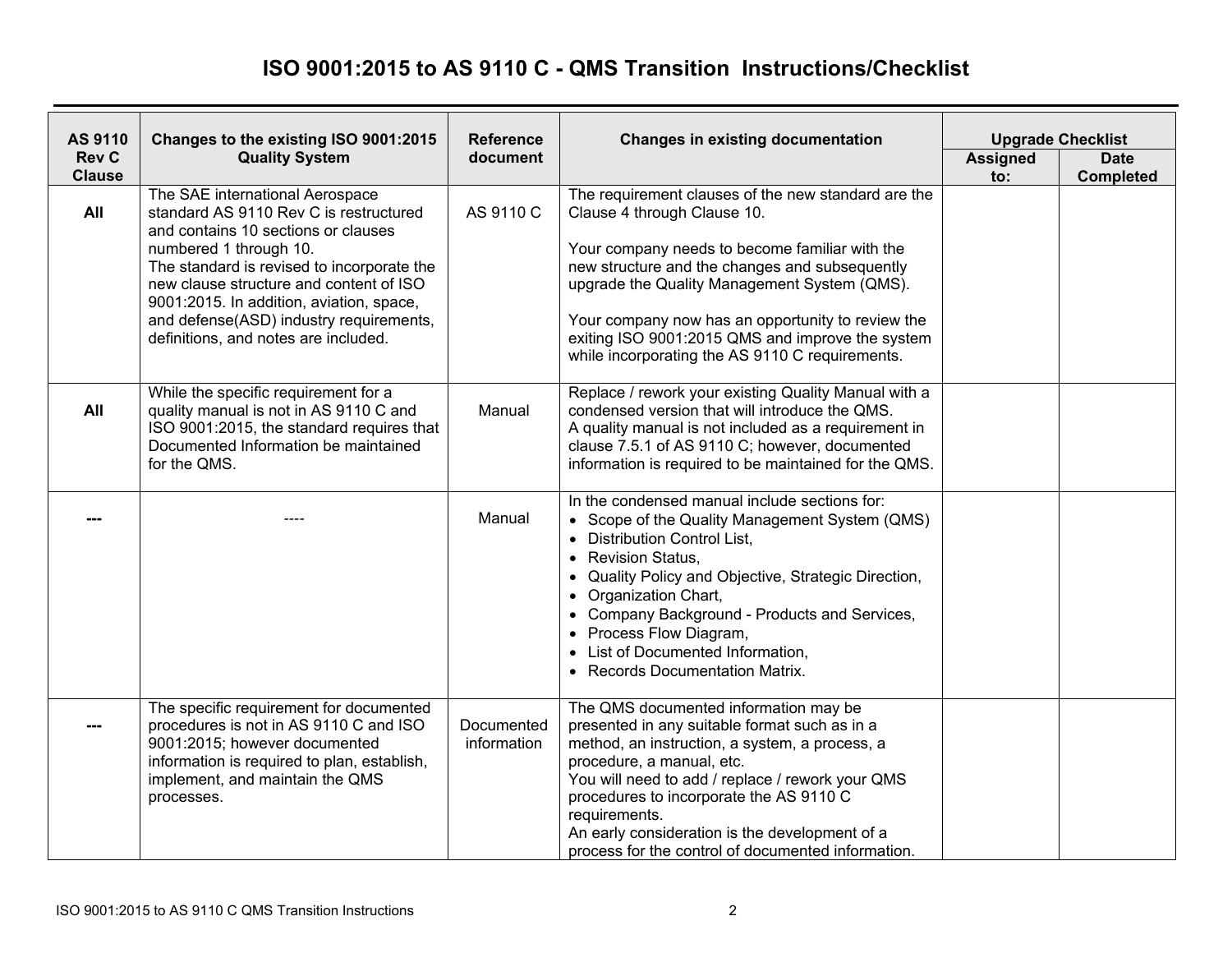# ISO 9001:2015 to AS 9110 C - QMS Transition Instructions/Checklist

| AS 9110 Rev C Clause | Changes to the existing ISO 9001:2015 Quality System | Reference document | Changes in existing documentation | Upgrade Checklist | |
|---|---|---|---|---|---|
| | | | | Assigned to: | Date Completed |
| **All** | The SAE international Aerospace standard AS 9110 Rev C is restructured and contains 10 sections or clauses numbered 1 through 10.<br>The standard is revised to incorporate the new clause structure and content of ISO 9001:2015. In addition, aviation, space, and defense(ASD) industry requirements, definitions, and notes are included. | AS 9110 C | The requirement clauses of the new standard are the Clause 4 through Clause 10.<br><br>Your company needs to become familiar with the new structure and the changes and subsequently upgrade the Quality Management System (QMS).<br><br>Your company now has an opportunity to review the exiting ISO 9001:2015 QMS and improve the system while incorporating the AS 9110 C requirements. | | |
| **All** | While the specific requirement for a quality manual is not in AS 9110 C and ISO 9001:2015, the standard requires that Documented Information be maintained for the QMS. | Manual | Replace / rework your existing Quality Manual with a condensed version that will introduce the QMS.<br>A quality manual is not included as a requirement in clause 7.5.1 of AS 9110 C; however, documented information is required to be maintained for the QMS. | | |
| **---** | ---- | Manual | In the condensed manual include sections for:<br>• Scope of the Quality Management System (QMS)<br>• Distribution Control List,<br>• Revision Status,<br>• Quality Policy and Objective, Strategic Direction,<br>• Organization Chart,<br>• Company Background - Products and Services,<br>• Process Flow Diagram,<br>• List of Documented Information,<br>• Records Documentation Matrix. | | |
| **---** | The specific requirement for documented procedures is not in AS 9110 C and ISO 9001:2015; however documented information is required to plan, establish, implement, and maintain the QMS processes. | Documented information | The QMS documented information may be presented in any suitable format such as in a method, an instruction, a system, a process, a procedure, a manual, etc.<br>You will need to add / replace / rework your QMS procedures to incorporate the AS 9110 C requirements.<br>An early consideration is the development of a process for the control of documented information. | | |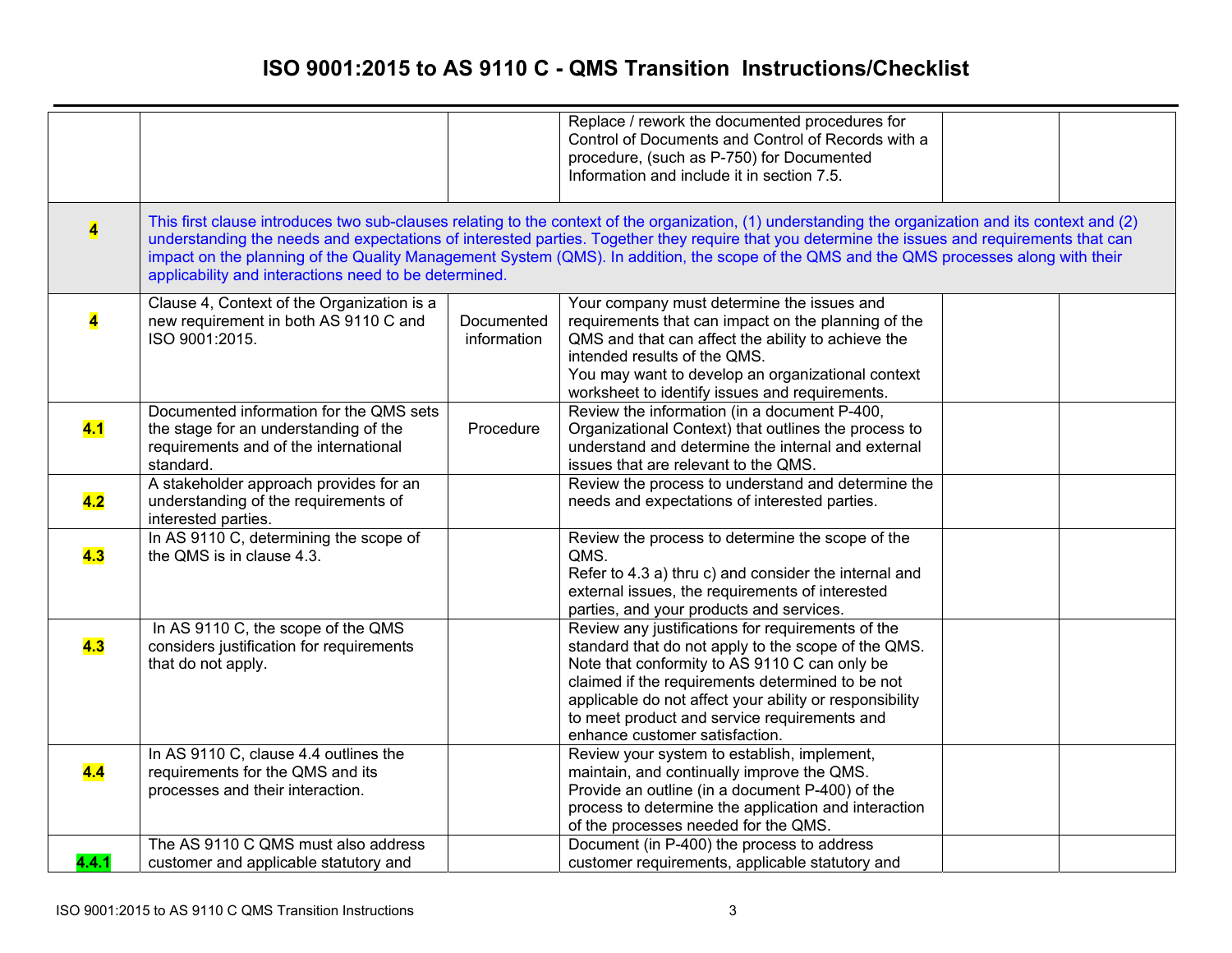# ISO 9001:2015 to AS 9110 C - QMS Transition Instructions/Checklist

| | | | | | |
|---|---|---|---|---|---|
| | | | Replace / rework the documented procedures for Control of Documents and Control of Records with a procedure, (such as P-750) for Documented Information and include it in section 7.5. | | |
| **4** | This first clause introduces two sub-clauses relating to the context of the organization, (1) understanding the organization and its context and (2) understanding the needs and expectations of interested parties. Together they require that you determine the issues and requirements that can impact on the planning of the Quality Management System (QMS). In addition, the scope of the QMS and the QMS processes along with their applicability and interactions need to be determined. | | | | |
| **4** | Clause 4, Context of the Organization is a new requirement in both AS 9110 C and ISO 9001:2015. | Documented information | Your company must determine the issues and requirements that can impact on the planning of the QMS and that can affect the ability to achieve the intended results of the QMS.<br>You may want to develop an organizational context worksheet to identify issues and requirements. | | |
| **4.1** | Documented information for the QMS sets the stage for an understanding of the requirements and of the international standard. | Procedure | Review the information (in a document P-400, Organizational Context) that outlines the process to understand and determine the internal and external issues that are relevant to the QMS. | | |
| **4.2** | A stakeholder approach provides for an understanding of the requirements of interested parties. | | Review the process to understand and determine the needs and expectations of interested parties. | | |
| **4.3** | In AS 9110 C, determining the scope of the QMS is in clause 4.3. | | Review the process to determine the scope of the QMS.<br>Refer to 4.3 a) thru c) and consider the internal and external issues, the requirements of interested parties, and your products and services. | | |
| **4.3** | In AS 9110 C, the scope of the QMS considers justification for requirements that do not apply. | | Review any justifications for requirements of the standard that do not apply to the scope of the QMS. Note that conformity to AS 9110 C can only be claimed if the requirements determined to be not applicable do not affect your ability or responsibility to meet product and service requirements and enhance customer satisfaction. | | |
| **4.4** | In AS 9110 C, clause 4.4 outlines the requirements for the QMS and its processes and their interaction. | | Review your system to establish, implement, maintain, and continually improve the QMS.<br>Provide an outline (in a document P-400) of the process to determine the application and interaction of the processes needed for the QMS. | | |
| **4.4.1** | The AS 9110 C QMS must also address customer and applicable statutory and | | Document (in P-400) the process to address customer requirements, applicable statutory and | | |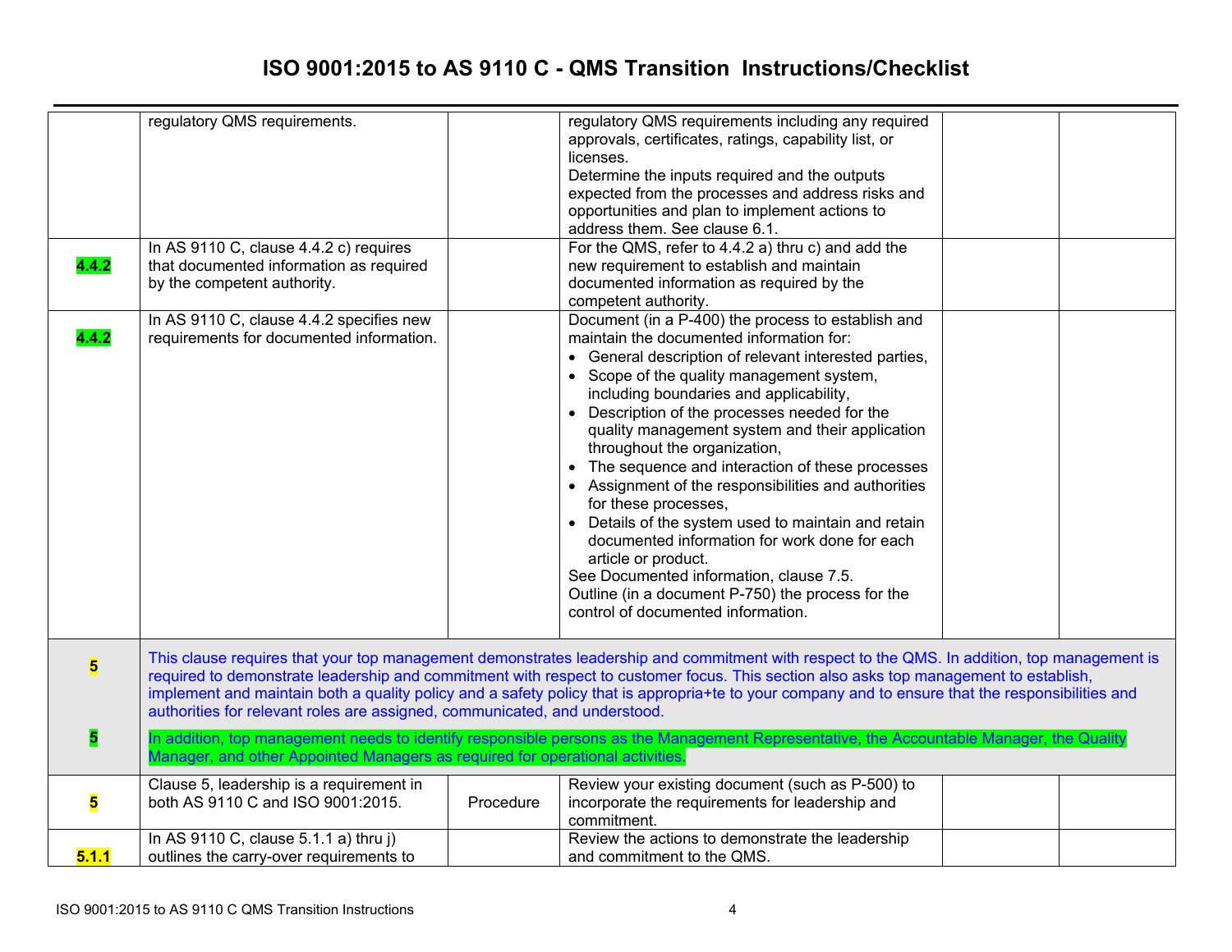# ISO 9001:2015 to AS 9110 C - QMS Transition Instructions/Checklist

| | | | | | |
|---|---|---|---|---|---|
| | regulatory QMS requirements. | | regulatory QMS requirements including any required approvals, certificates, ratings, capability list, or licenses.<br>Determine the inputs required and the outputs expected from the processes and address risks and opportunities and plan to implement actions to address them. See clause 6.1. | | |
| **4.4.2** | In AS 9110 C, clause 4.4.2 c) requires that documented information as required by the competent authority. | | For the QMS, refer to 4.4.2 a) thru c) and add the new requirement to establish and maintain documented information as required by the competent authority. | | |
| **4.4.2** | In AS 9110 C, clause 4.4.2 specifies new requirements for documented information. | | Document (in a P-400) the process to establish and maintain the documented information for:<br>• General description of relevant interested parties,<br>• Scope of the quality management system, including boundaries and applicability,<br>• Description of the processes needed for the quality management system and their application throughout the organization,<br>• The sequence and interaction of these processes<br>• Assignment of the responsibilities and authorities for these processes,<br>• Details of the system used to maintain and retain documented information for work done for each article or product.<br>See Documented information, clause 7.5.<br>Outline (in a document P-750) the process for the control of documented information. | | |
| **5**<br><br>**5** | This clause requires that your top management demonstrates leadership and commitment with respect to the QMS. In addition, top management is required to demonstrate leadership and commitment with respect to customer focus. This section also asks top management to establish, implement and maintain both a quality policy and a safety policy that is appropria+te to your company and to ensure that the responsibilities and authorities for relevant roles are assigned, communicated, and understood.<br><br>In addition, top management needs to identify responsible persons as the Management Representative, the Accountable Manager, the Quality Manager, and other Appointed Managers as required for operational activities. | | | | |
| **5** | Clause 5, leadership is a requirement in both AS 9110 C and ISO 9001:2015. | Procedure | Review your existing document (such as P-500) to incorporate the requirements for leadership and commitment. | | |
| **5.1.1** | In AS 9110 C, clause 5.1.1 a) thru j) outlines the carry-over requirements to | | Review the actions to demonstrate the leadership and commitment to the QMS. | | |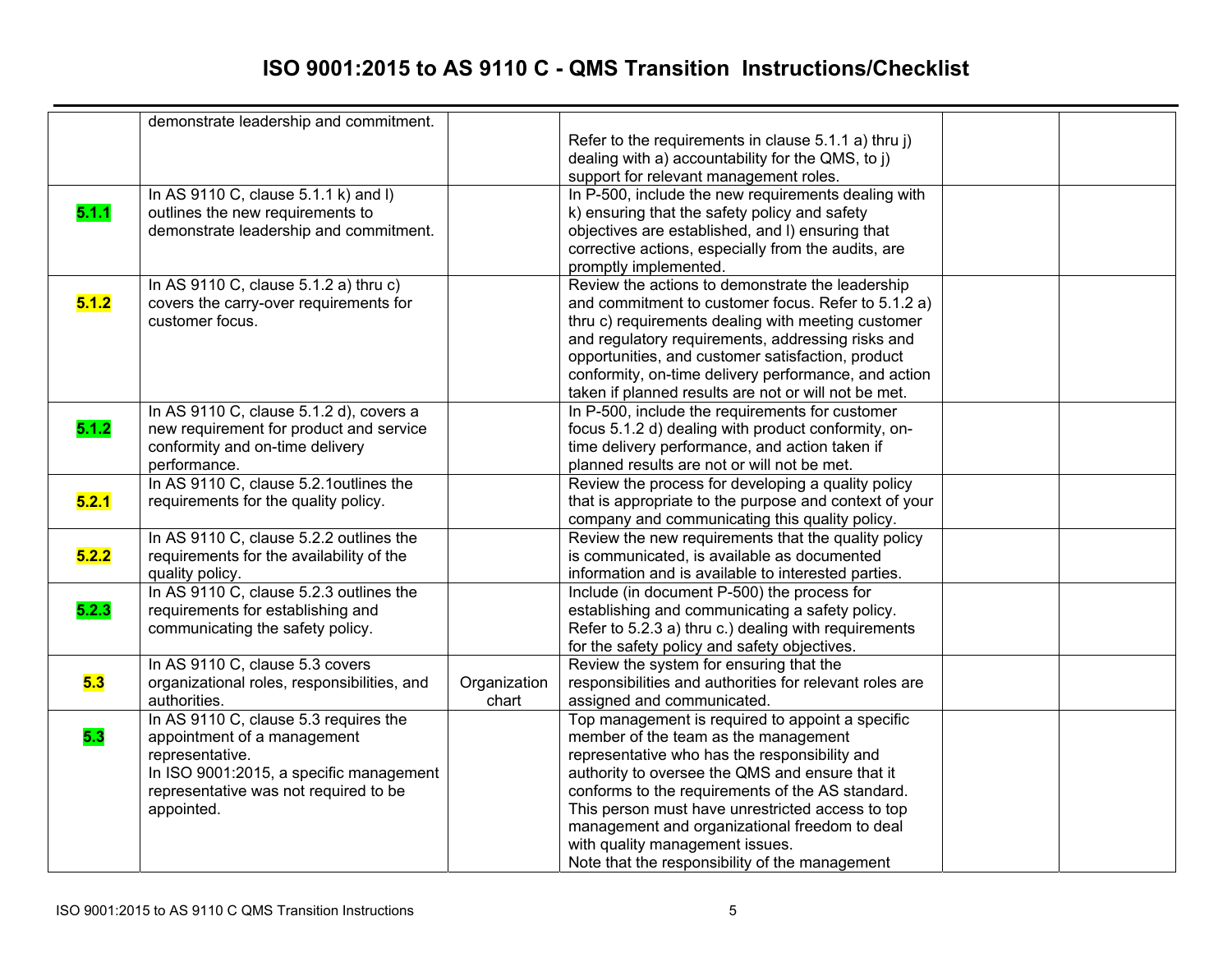# ISO 9001:2015 to AS 9110 C - QMS Transition Instructions/Checklist

| | | | | | |
|---|---|---|---|---|---|
| | demonstrate leadership and commitment. | | Refer to the requirements in clause 5.1.1 a) thru j) dealing with a) accountability for the QMS, to j) support for relevant management roles. | | |
| **5.1.1** | In AS 9110 C, clause 5.1.1 k) and l) outlines the new requirements to demonstrate leadership and commitment. | | In P-500, include the new requirements dealing with k) ensuring that the safety policy and safety objectives are established, and l) ensuring that corrective actions, especially from the audits, are promptly implemented. | | |
| **5.1.2** | In AS 9110 C, clause 5.1.2 a) thru c) covers the carry-over requirements for customer focus. | | Review the actions to demonstrate the leadership and commitment to customer focus. Refer to 5.1.2 a) thru c) requirements dealing with meeting customer and regulatory requirements, addressing risks and opportunities, and customer satisfaction, product conformity, on-time delivery performance, and action taken if planned results are not or will not be met. | | |
| **5.1.2** | In AS 9110 C, clause 5.1.2 d), covers a new requirement for product and service conformity and on-time delivery performance. | | In P-500, include the requirements for customer focus 5.1.2 d) dealing with product conformity, on-time delivery performance, and action taken if planned results are not or will not be met. | | |
| **5.2.1** | In AS 9110 C, clause 5.2.1outlines the requirements for the quality policy. | | Review the process for developing a quality policy that is appropriate to the purpose and context of your company and communicating this quality policy. | | |
| **5.2.2** | In AS 9110 C, clause 5.2.2 outlines the requirements for the availability of the quality policy. | | Review the new requirements that the quality policy is communicated, is available as documented information and is available to interested parties. | | |
| **5.2.3** | In AS 9110 C, clause 5.2.3 outlines the requirements for establishing and communicating the safety policy. | | Include (in document P-500) the process for establishing and communicating a safety policy. Refer to 5.2.3 a) thru c.) dealing with requirements for the safety policy and safety objectives. | | |
| **5.3** | In AS 9110 C, clause 5.3 covers organizational roles, responsibilities, and authorities. | Organization chart | Review the system for ensuring that the responsibilities and authorities for relevant roles are assigned and communicated. | | |
| **5.3** | In AS 9110 C, clause 5.3 requires the appointment of a management representative.<br>In ISO 9001:2015, a specific management representative was not required to be appointed. | | Top management is required to appoint a specific member of the team as the management representative who has the responsibility and authority to oversee the QMS and ensure that it conforms to the requirements of the AS standard. This person must have unrestricted access to top management and organizational freedom to deal with quality management issues.<br>Note that the responsibility of the management | | |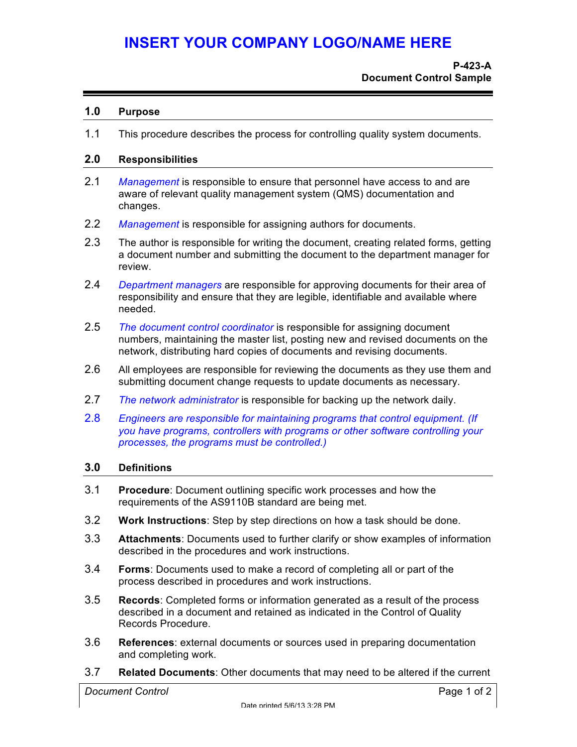# INSERT YOUR COMPANY LOGO/NAME HERE

**P-423-A**
**Document Control Sample**

## 1.0 Purpose

1.1 This procedure describes the process for controlling quality system documents.

## 2.0 Responsibilities

2.1 *Management* is responsible to ensure that personnel have access to and are aware of relevant quality management system (QMS) documentation and changes.

2.2 *Management* is responsible for assigning authors for documents.

2.3 The author is responsible for writing the document, creating related forms, getting a document number and submitting the document to the department manager for review.

2.4 *Department managers* are responsible for approving documents for their area of responsibility and ensure that they are legible, identifiable and available where needed.

2.5 *The document control coordinator* is responsible for assigning document numbers, maintaining the master list, posting new and revised documents on the network, distributing hard copies of documents and revising documents.

2.6 All employees are responsible for reviewing the documents as they use them and submitting document change requests to update documents as necessary.

2.7 *The network administrator* is responsible for backing up the network daily.

2.8 *Engineers are responsible for maintaining programs that control equipment. (If you have programs, controllers with programs or other software controlling your processes, the programs must be controlled.)*

## 3.0 Definitions

3.1 **Procedure**: Document outlining specific work processes and how the requirements of the AS9110B standard are being met.

3.2 **Work Instructions**: Step by step directions on how a task should be done.

3.3 **Attachments**: Documents used to further clarify or show examples of information described in the procedures and work instructions.

3.4 **Forms**: Documents used to make a record of completing all or part of the process described in procedures and work instructions.

3.5 **Records**: Completed forms or information generated as a result of the process described in a document and retained as indicated in the Control of Quality Records Procedure.

3.6 **References**: external documents or sources used in preparing documentation and completing work.

3.7 **Related Documents**: Other documents that may need to be altered if the current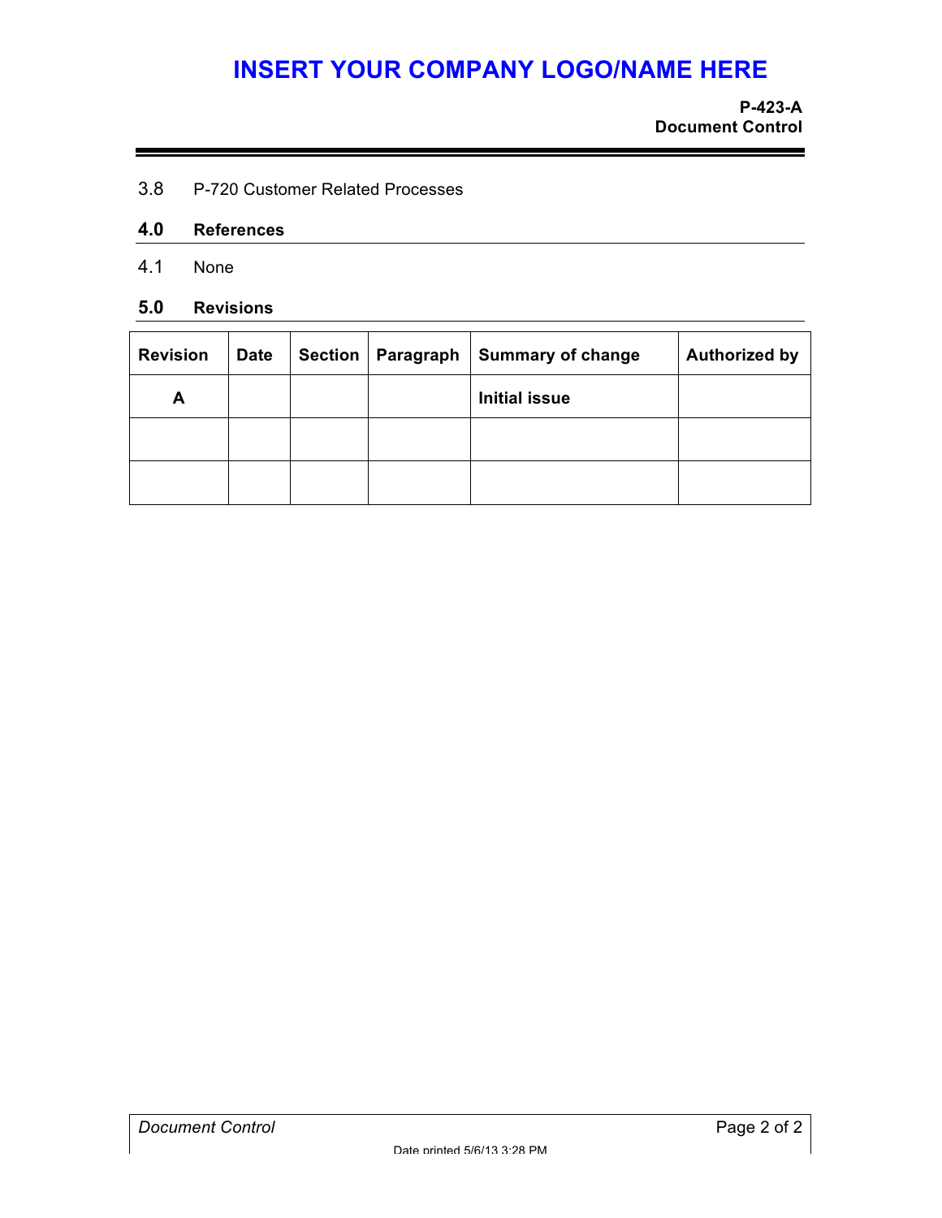3.8 P-720 Customer Related Processes

## 4.0 References

4.1 None

## 5.0 Revisions

| Revision | Date | Section | Paragraph | Summary of change | Authorized by |
| --- | --- | --- | --- | --- | --- |
| **A** | | | | **Initial issue** | |
| | | | | | |
| | | | | | |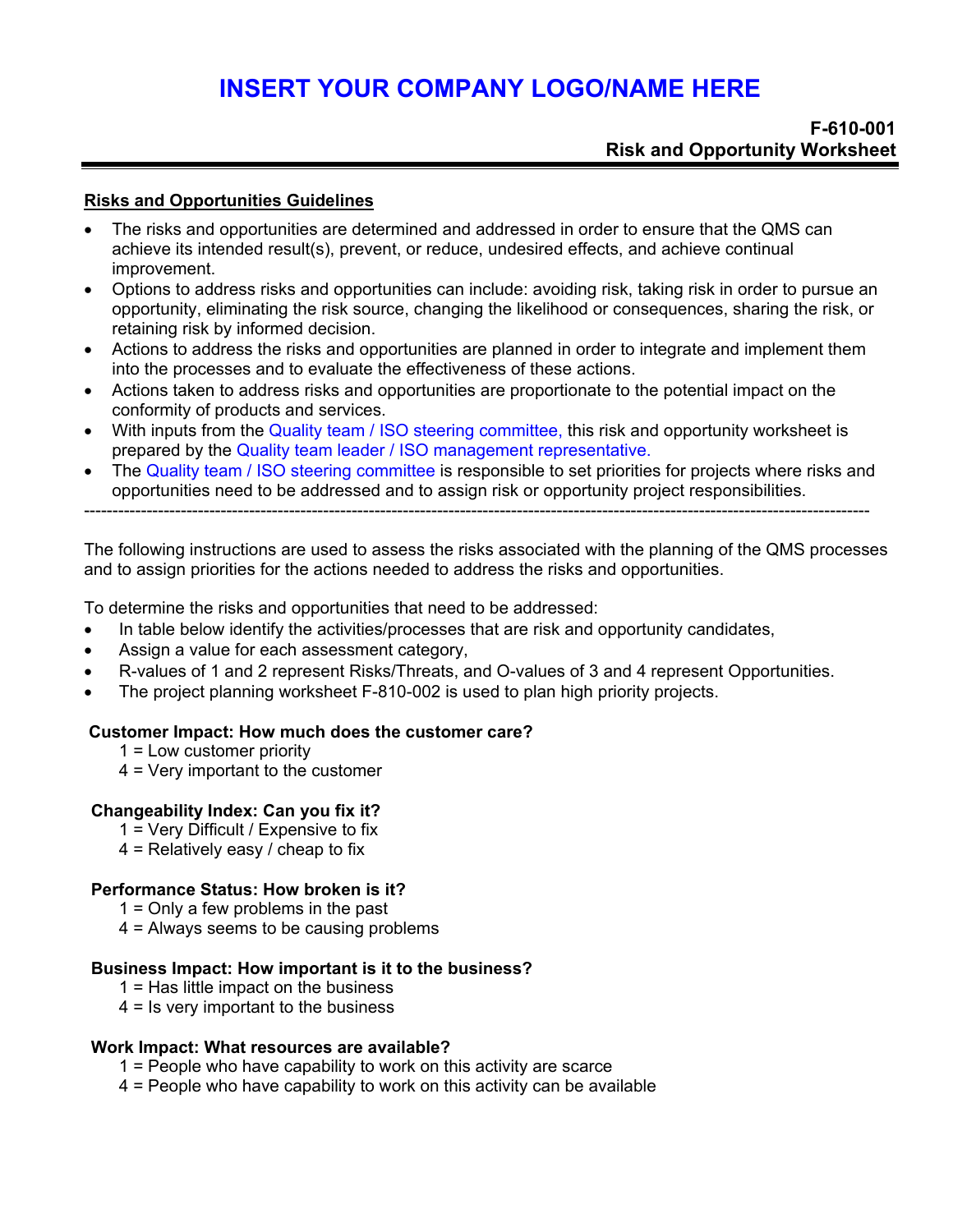# INSERT YOUR COMPANY LOGO/NAME HERE

**F-610-001**
**Risk and Opportunity Worksheet**

---

**Risks and Opportunities Guidelines**

- The risks and opportunities are determined and addressed in order to ensure that the QMS can achieve its intended result(s), prevent, or reduce, undesired effects, and achieve continual improvement.
- Options to address risks and opportunities can include: avoiding risk, taking risk in order to pursue an opportunity, eliminating the risk source, changing the likelihood or consequences, sharing the risk, or retaining risk by informed decision.
- Actions to address the risks and opportunities are planned in order to integrate and implement them into the processes and to evaluate the effectiveness of these actions.
- Actions taken to address risks and opportunities are proportionate to the potential impact on the conformity of products and services.
- With inputs from the Quality team / ISO steering committee, this risk and opportunity worksheet is prepared by the Quality team leader / ISO management representative.
- The Quality team / ISO steering committee is responsible to set priorities for projects where risks and opportunities need to be addressed and to assign risk or opportunity project responsibilities.

-----------------------------------------------------------------------------------------------------------------------------------------

The following instructions are used to assess the risks associated with the planning of the QMS processes and to assign priorities for the actions needed to address the risks and opportunities.

To determine the risks and opportunities that need to be addressed:

- In table below identify the activities/processes that are risk and opportunity candidates,
- Assign a value for each assessment category,
- R-values of 1 and 2 represent Risks/Threats, and O-values of 3 and 4 represent Opportunities.
- The project planning worksheet F-810-002 is used to plan high priority projects.

**Customer Impact: How much does the customer care?**
1 = Low customer priority
4 = Very important to the customer

**Changeability Index: Can you fix it?**
1 = Very Difficult / Expensive to fix
4 = Relatively easy / cheap to fix

**Performance Status: How broken is it?**
1 = Only a few problems in the past
4 = Always seems to be causing problems

**Business Impact: How important is it to the business?**
1 = Has little impact on the business
4 = Is very important to the business

**Work Impact: What resources are available?**
1 = People who have capability to work on this activity are scarce
4 = People who have capability to work on this activity can be available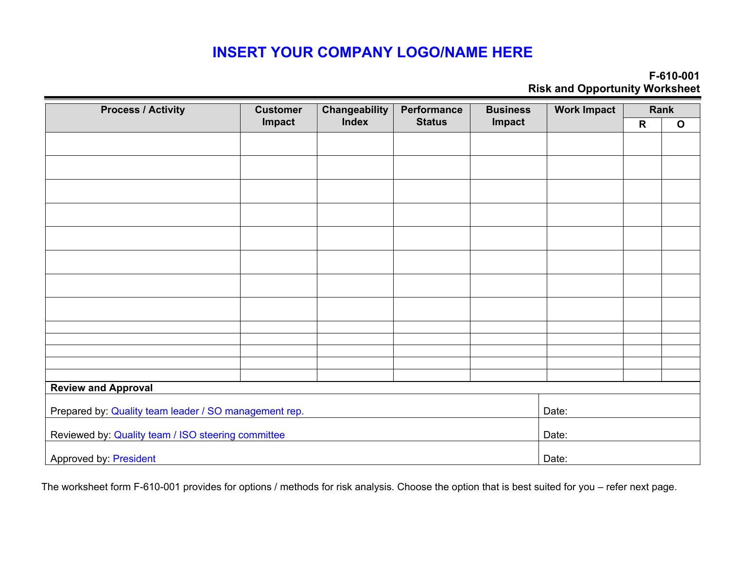# INSERT YOUR COMPANY LOGO/NAME HERE

**F-610-001**
**Risk and Opportunity Worksheet**

| Process / Activity | Customer Impact | Changeability Index | Performance Status | Business Impact | Work Impact | Rank | |
|---|---|---|---|---|---|---|---|
| | | | | | | R | O |
| | | | | | | | |
| | | | | | | | |
| | | | | | | | |
| | | | | | | | |
| | | | | | | | |
| | | | | | | | |
| | | | | | | | |
| | | | | | | | |
| | | | | | | | |
| | | | | | | | |
| | | | | | | | |
| | | | | | | | |
| | | | | | | | |

| Review and Approval | |
|---|---|
| Prepared by: Quality team leader / SO management rep. | Date: |
| Reviewed by: Quality team / ISO steering committee | Date: |
| Approved by: President | Date: |

The worksheet form F-610-001 provides for options / methods for risk analysis. Choose the option that is best suited for you – refer next page.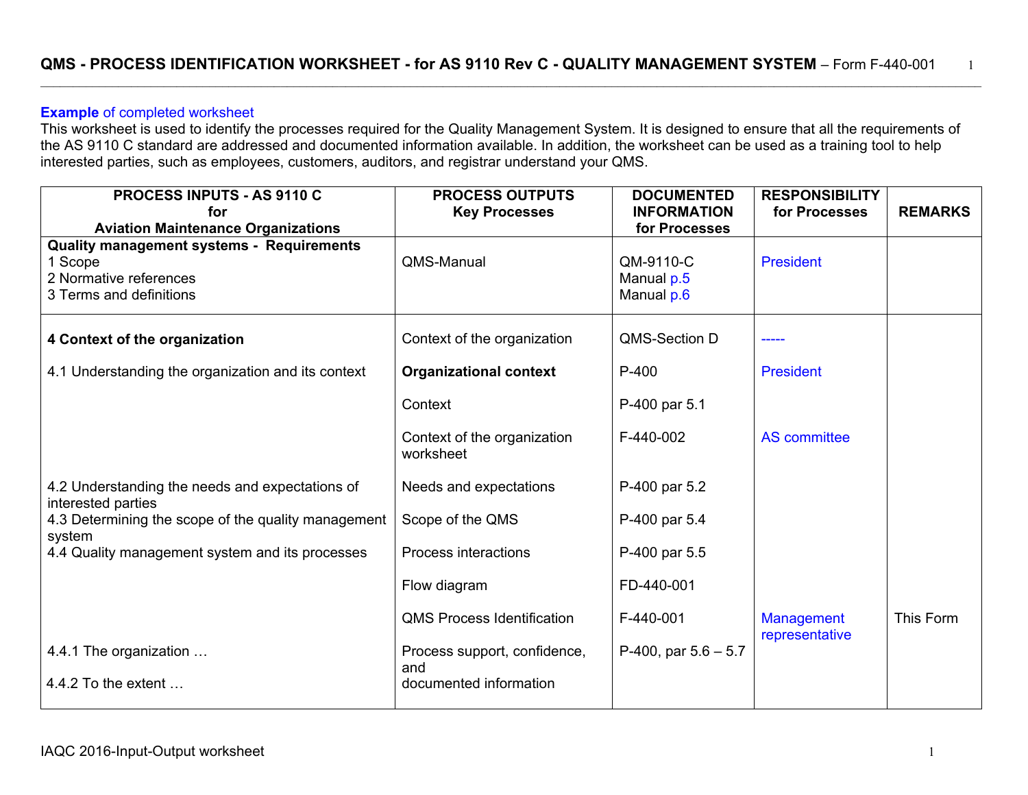## QMS - PROCESS IDENTIFICATION WORKSHEET - for AS 9110 Rev C - QUALITY MANAGEMENT SYSTEM – Form F-440-001

**Example** of completed worksheet

This worksheet is used to identify the processes required for the Quality Management System. It is designed to ensure that all the requirements of the AS 9110 C standard are addressed and documented information available. In addition, the worksheet can be used as a training tool to help interested parties, such as employees, customers, auditors, and registrar understand your QMS.

| PROCESS INPUTS - AS 9110 C for Aviation Maintenance Organizations | PROCESS OUTPUTS Key Processes | DOCUMENTED INFORMATION for Processes | RESPONSIBILITY for Processes | REMARKS |
|---|---|---|---|---|
| **Quality management systems - Requirements**<br>1 Scope<br>2 Normative references<br>3 Terms and definitions | QMS-Manual | QM-9110-C<br>Manual p.5<br>Manual p.6 | President | |
| **4 Context of the organization** | Context of the organization | QMS-Section D | ----- | |
| 4.1 Understanding the organization and its context | **Organizational context** | P-400 | President | |
| | Context | P-400 par 5.1 | | |
| | Context of the organization worksheet | F-440-002 | AS committee | |
| 4.2 Understanding the needs and expectations of interested parties | Needs and expectations | P-400 par 5.2 | | |
| 4.3 Determining the scope of the quality management system | Scope of the QMS | P-400 par 5.4 | | |
| 4.4 Quality management system and its processes | Process interactions | P-400 par 5.5 | | |
| | Flow diagram | FD-440-001 | | |
| | QMS Process Identification | F-440-001 | Management representative | This Form |
| 4.4.1 The organization …<br>4.4.2 To the extent … | Process support, confidence, and documented information | P-400, par 5.6 – 5.7 | | |

IAQC 2016-Input-Output worksheet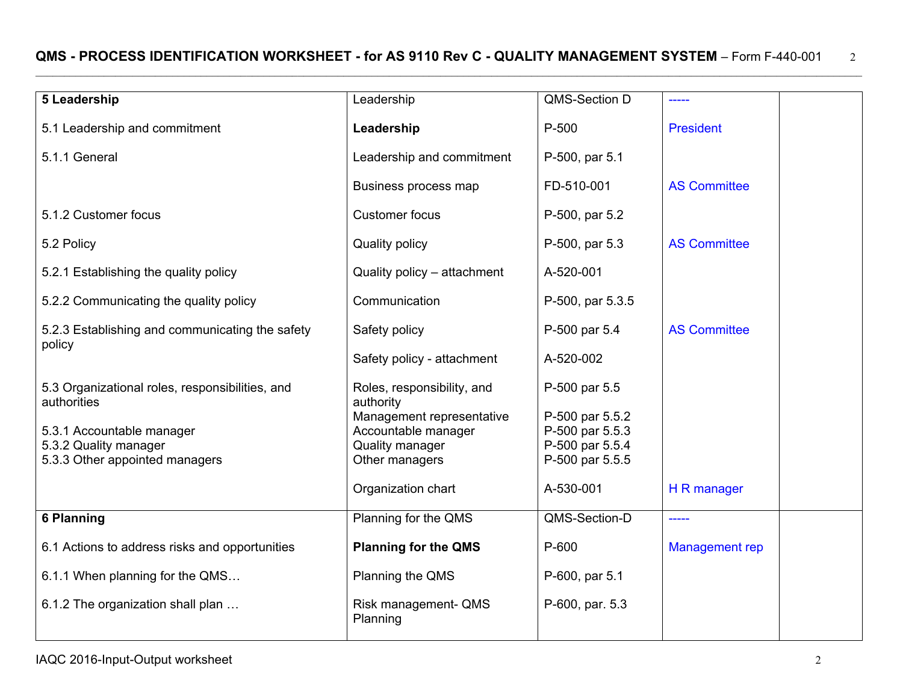# QMS - PROCESS IDENTIFICATION WORKSHEET - for AS 9110 Rev C - QUALITY MANAGEMENT SYSTEM – Form F-440-001

| | | | | |
|---|---|---|---|---|
| **5 Leadership** | Leadership | QMS-Section D | ----- | |
| 5.1 Leadership and commitment | **Leadership** | P-500 | President | |
| 5.1.1 General | Leadership and commitment | P-500, par 5.1 | | |
| | Business process map | FD-510-001 | AS Committee | |
| 5.1.2 Customer focus | Customer focus | P-500, par 5.2 | | |
| 5.2 Policy | Quality policy | P-500, par 5.3 | AS Committee | |
| 5.2.1 Establishing the quality policy | Quality policy – attachment | A-520-001 | | |
| 5.2.2 Communicating the quality policy | Communication | P-500, par 5.3.5 | | |
| 5.2.3 Establishing and communicating the safety policy | Safety policy | P-500 par 5.4 | AS Committee | |
| | Safety policy - attachment | A-520-002 | | |
| 5.3 Organizational roles, responsibilities, and authorities | Roles, responsibility, and authority | P-500 par 5.5 | | |
| | Management representative | P-500 par 5.5.2 | | |
| 5.3.1 Accountable manager | Accountable manager | P-500 par 5.5.3 | | |
| 5.3.2 Quality manager | Quality manager | P-500 par 5.5.4 | | |
| 5.3.3 Other appointed managers | Other managers | P-500 par 5.5.5 | | |
| | Organization chart | A-530-001 | H R manager | |
| **6 Planning** | Planning for the QMS | QMS-Section-D | ----- | |
| 6.1 Actions to address risks and opportunities | **Planning for the QMS** | P-600 | Management rep | |
| 6.1.1 When planning for the QMS… | Planning the QMS | P-600, par 5.1 | | |
| 6.1.2 The organization shall plan … | Risk management- QMS Planning | P-600, par. 5.3 | | |

IAQC 2016-Input-Output worksheet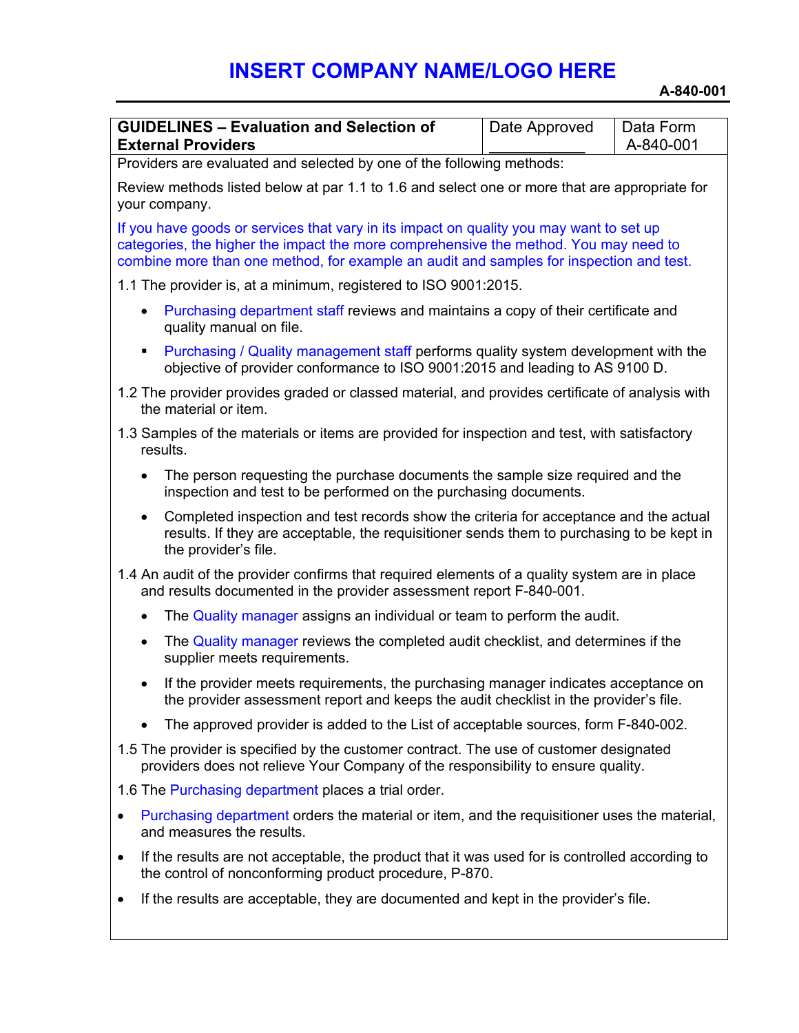# INSERT COMPANY NAME/LOGO HERE

**A-840-001**

| **GUIDELINES – Evaluation and Selection of External Providers** | Date Approved ___________ | Data Form A-840-001 |
|---|---|---|

Providers are evaluated and selected by one of the following methods:

Review methods listed below at par 1.1 to 1.6 and select one or more that are appropriate for your company.

If you have goods or services that vary in its impact on quality you may want to set up categories, the higher the impact the more comprehensive the method. You may need to combine more than one method, for example an audit and samples for inspection and test.

1.1 The provider is, at a minimum, registered to ISO 9001:2015.

- Purchasing department staff reviews and maintains a copy of their certificate and quality manual on file.
- Purchasing / Quality management staff performs quality system development with the objective of provider conformance to ISO 9001:2015 and leading to AS 9100 D.

1.2 The provider provides graded or classed material, and provides certificate of analysis with the material or item.

1.3 Samples of the materials or items are provided for inspection and test, with satisfactory results.

- The person requesting the purchase documents the sample size required and the inspection and test to be performed on the purchasing documents.
- Completed inspection and test records show the criteria for acceptance and the actual results. If they are acceptable, the requisitioner sends them to purchasing to be kept in the provider's file.

1.4 An audit of the provider confirms that required elements of a quality system are in place and results documented in the provider assessment report F-840-001.

- The Quality manager assigns an individual or team to perform the audit.
- The Quality manager reviews the completed audit checklist, and determines if the supplier meets requirements.
- If the provider meets requirements, the purchasing manager indicates acceptance on the provider assessment report and keeps the audit checklist in the provider's file.
- The approved provider is added to the List of acceptable sources, form F-840-002.

1.5 The provider is specified by the customer contract. The use of customer designated providers does not relieve Your Company of the responsibility to ensure quality.

1.6 The Purchasing department places a trial order.

- Purchasing department orders the material or item, and the requisitioner uses the material, and measures the results.
- If the results are not acceptable, the product that it was used for is controlled according to the control of nonconforming product procedure, P-870.
- If the results are acceptable, they are documented and kept in the provider's file.